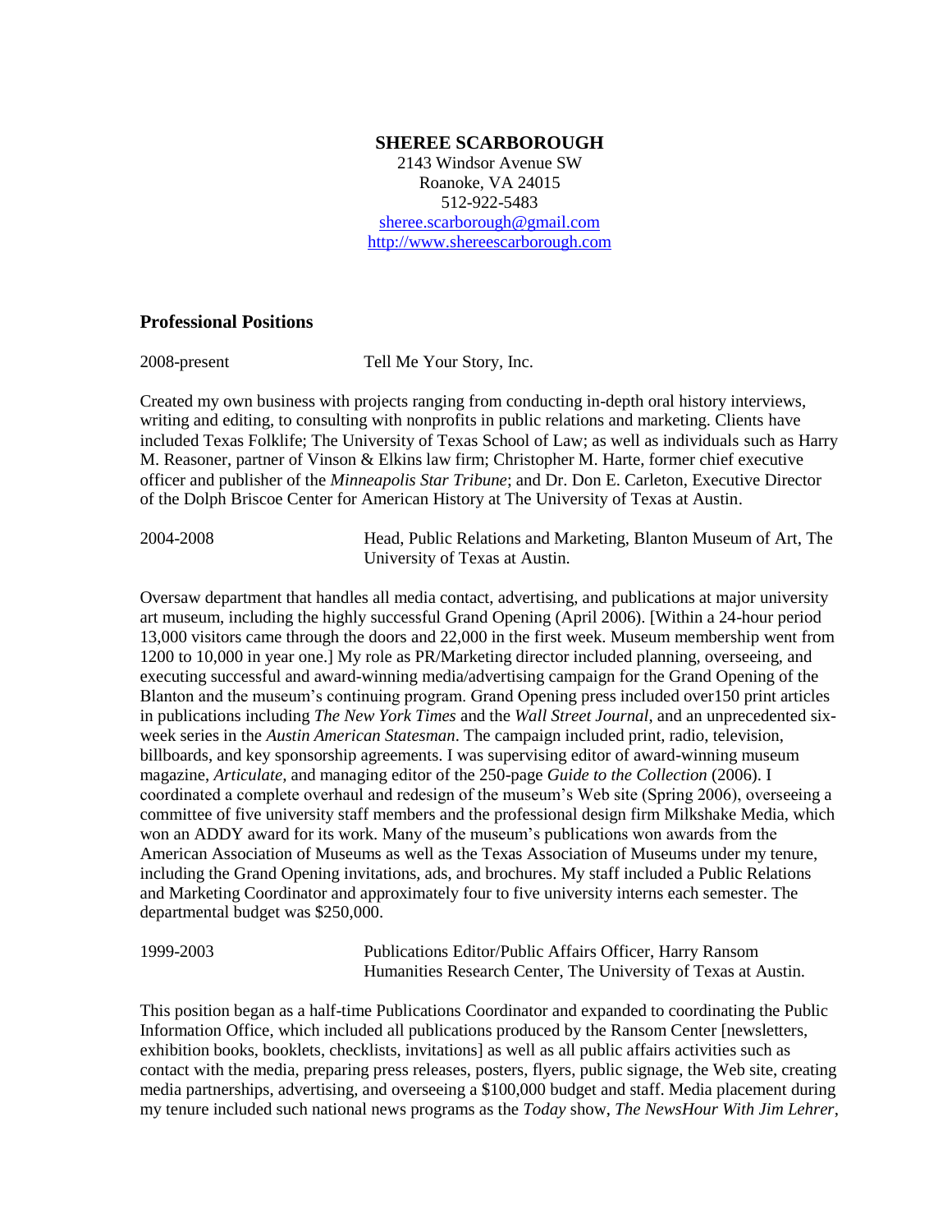**SHEREE SCARBOROUGH**
2143 Windsor Avenue SW
Roanoke, VA 24015
512-922-5483
sheree.scarborough@gmail.com
http://www.shereescarborough.com

## Professional Positions

2008-present Tell Me Your Story, Inc.

Created my own business with projects ranging from conducting in-depth oral history interviews, writing and editing, to consulting with nonprofits in public relations and marketing. Clients have included Texas Folklife; The University of Texas School of Law; as well as individuals such as Harry M. Reasoner, partner of Vinson & Elkins law firm; Christopher M. Harte, former chief executive officer and publisher of the *Minneapolis Star Tribune*; and Dr. Don E. Carleton, Executive Director of the Dolph Briscoe Center for American History at The University of Texas at Austin.

2004-2008 Head, Public Relations and Marketing, Blanton Museum of Art, The University of Texas at Austin.

Oversaw department that handles all media contact, advertising, and publications at major university art museum, including the highly successful Grand Opening (April 2006). [Within a 24-hour period 13,000 visitors came through the doors and 22,000 in the first week. Museum membership went from 1200 to 10,000 in year one.] My role as PR/Marketing director included planning, overseeing, and executing successful and award-winning media/advertising campaign for the Grand Opening of the Blanton and the museum's continuing program. Grand Opening press included over150 print articles in publications including *The New York Times* and the *Wall Street Journal*, and an unprecedented six-week series in the *Austin American Statesman*. The campaign included print, radio, television, billboards, and key sponsorship agreements. I was supervising editor of award-winning museum magazine, *Articulate,* and managing editor of the 250-page *Guide to the Collection* (2006). I coordinated a complete overhaul and redesign of the museum's Web site (Spring 2006), overseeing a committee of five university staff members and the professional design firm Milkshake Media, which won an ADDY award for its work. Many of the museum's publications won awards from the American Association of Museums as well as the Texas Association of Museums under my tenure, including the Grand Opening invitations, ads, and brochures. My staff included a Public Relations and Marketing Coordinator and approximately four to five university interns each semester. The departmental budget was $250,000.

1999-2003 Publications Editor/Public Affairs Officer, Harry Ransom Humanities Research Center, The University of Texas at Austin.

This position began as a half-time Publications Coordinator and expanded to coordinating the Public Information Office, which included all publications produced by the Ransom Center [newsletters, exhibition books, booklets, checklists, invitations] as well as all public affairs activities such as contact with the media, preparing press releases, posters, flyers, public signage, the Web site, creating media partnerships, advertising, and overseeing a $100,000 budget and staff. Media placement during my tenure included such national news programs as the *Today* show, *The NewsHour With Jim Lehrer*,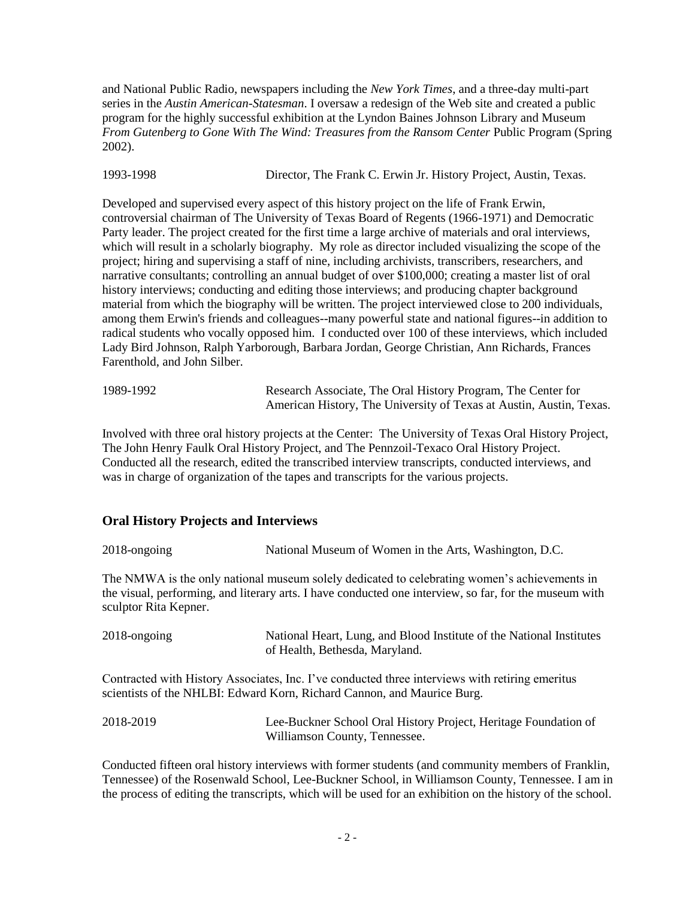and National Public Radio, newspapers including the *New York Times*, and a three-day multi-part series in the *Austin American-Statesman*. I oversaw a redesign of the Web site and created a public program for the highly successful exhibition at the Lyndon Baines Johnson Library and Museum *From Gutenberg to Gone With The Wind: Treasures from the Ransom Center* Public Program (Spring 2002).

1993-1998 Director, The Frank C. Erwin Jr. History Project, Austin, Texas.

Developed and supervised every aspect of this history project on the life of Frank Erwin, controversial chairman of The University of Texas Board of Regents (1966-1971) and Democratic Party leader. The project created for the first time a large archive of materials and oral interviews, which will result in a scholarly biography. My role as director included visualizing the scope of the project; hiring and supervising a staff of nine, including archivists, transcribers, researchers, and narrative consultants; controlling an annual budget of over $100,000; creating a master list of oral history interviews; conducting and editing those interviews; and producing chapter background material from which the biography will be written. The project interviewed close to 200 individuals, among them Erwin's friends and colleagues--many powerful state and national figures--in addition to radical students who vocally opposed him. I conducted over 100 of these interviews, which included Lady Bird Johnson, Ralph Yarborough, Barbara Jordan, George Christian, Ann Richards, Frances Farenthold, and John Silber.

1989-1992 Research Associate, The Oral History Program, The Center for American History, The University of Texas at Austin, Austin, Texas.

Involved with three oral history projects at the Center: The University of Texas Oral History Project, The John Henry Faulk Oral History Project, and The Pennzoil-Texaco Oral History Project. Conducted all the research, edited the transcribed interview transcripts, conducted interviews, and was in charge of organization of the tapes and transcripts for the various projects.

## Oral History Projects and Interviews

2018-ongoing National Museum of Women in the Arts, Washington, D.C.

The NMWA is the only national museum solely dedicated to celebrating women's achievements in the visual, performing, and literary arts. I have conducted one interview, so far, for the museum with sculptor Rita Kepner.

2018-ongoing National Heart, Lung, and Blood Institute of the National Institutes of Health, Bethesda, Maryland.

Contracted with History Associates, Inc. I've conducted three interviews with retiring emeritus scientists of the NHLBI: Edward Korn, Richard Cannon, and Maurice Burg.

2018-2019 Lee-Buckner School Oral History Project, Heritage Foundation of Williamson County, Tennessee.

Conducted fifteen oral history interviews with former students (and community members of Franklin, Tennessee) of the Rosenwald School, Lee-Buckner School, in Williamson County, Tennessee. I am in the process of editing the transcripts, which will be used for an exhibition on the history of the school.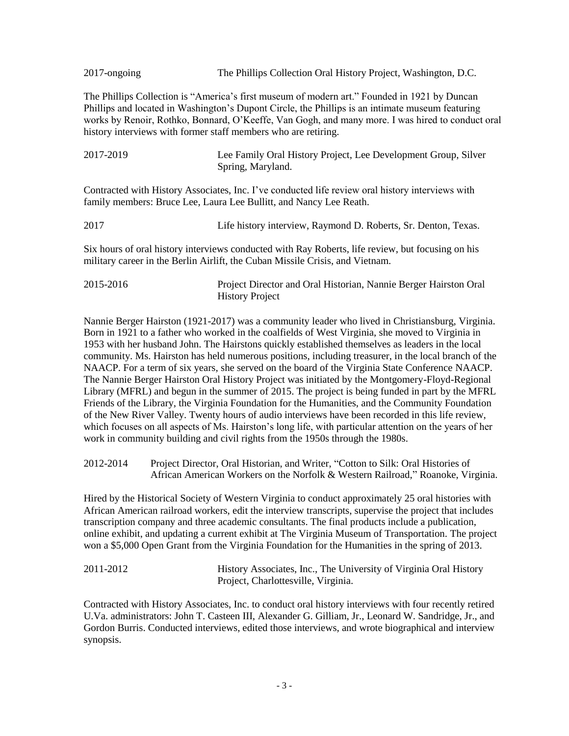2017-ongoing The Phillips Collection Oral History Project, Washington, D.C.

The Phillips Collection is "America's first museum of modern art." Founded in 1921 by Duncan Phillips and located in Washington's Dupont Circle, the Phillips is an intimate museum featuring works by Renoir, Rothko, Bonnard, O'Keeffe, Van Gogh, and many more. I was hired to conduct oral history interviews with former staff members who are retiring.

2017-2019 Lee Family Oral History Project, Lee Development Group, Silver Spring, Maryland.

Contracted with History Associates, Inc. I've conducted life review oral history interviews with family members: Bruce Lee, Laura Lee Bullitt, and Nancy Lee Reath.

2017 Life history interview, Raymond D. Roberts, Sr. Denton, Texas.

Six hours of oral history interviews conducted with Ray Roberts, life review, but focusing on his military career in the Berlin Airlift, the Cuban Missile Crisis, and Vietnam.

2015-2016 Project Director and Oral Historian, Nannie Berger Hairston Oral History Project

Nannie Berger Hairston (1921-2017) was a community leader who lived in Christiansburg, Virginia. Born in 1921 to a father who worked in the coalfields of West Virginia, she moved to Virginia in 1953 with her husband John. The Hairstons quickly established themselves as leaders in the local community. Ms. Hairston has held numerous positions, including treasurer, in the local branch of the NAACP. For a term of six years, she served on the board of the Virginia State Conference NAACP. The Nannie Berger Hairston Oral History Project was initiated by the Montgomery-Floyd-Regional Library (MFRL) and begun in the summer of 2015. The project is being funded in part by the MFRL Friends of the Library, the Virginia Foundation for the Humanities, and the Community Foundation of the New River Valley. Twenty hours of audio interviews have been recorded in this life review, which focuses on all aspects of Ms. Hairston's long life, with particular attention on the years of her work in community building and civil rights from the 1950s through the 1980s.

2012-2014 Project Director, Oral Historian, and Writer, "Cotton to Silk: Oral Histories of African American Workers on the Norfolk & Western Railroad," Roanoke, Virginia.

Hired by the Historical Society of Western Virginia to conduct approximately 25 oral histories with African American railroad workers, edit the interview transcripts, supervise the project that includes transcription company and three academic consultants. The final products include a publication, online exhibit, and updating a current exhibit at The Virginia Museum of Transportation. The project won a $5,000 Open Grant from the Virginia Foundation for the Humanities in the spring of 2013.

2011-2012 History Associates, Inc., The University of Virginia Oral History Project, Charlottesville, Virginia.

Contracted with History Associates, Inc. to conduct oral history interviews with four recently retired U.Va. administrators: John T. Casteen III, Alexander G. Gilliam, Jr., Leonard W. Sandridge, Jr., and Gordon Burris. Conducted interviews, edited those interviews, and wrote biographical and interview synopsis.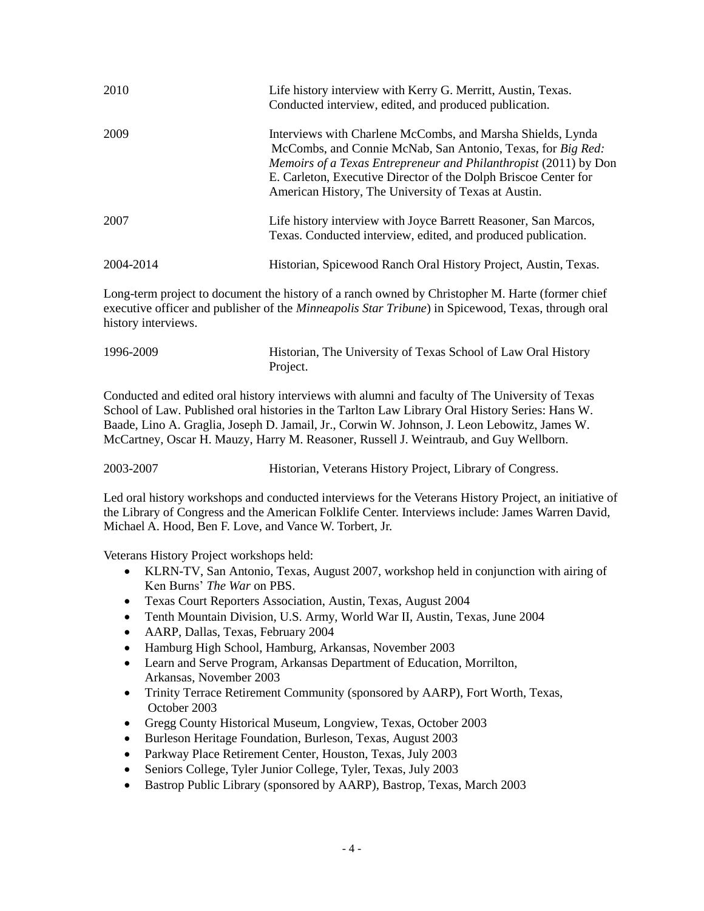2010 Life history interview with Kerry G. Merritt, Austin, Texas. Conducted interview, edited, and produced publication.

2009 Interviews with Charlene McCombs, and Marsha Shields, Lynda McCombs, and Connie McNab, San Antonio, Texas, for *Big Red: Memoirs of a Texas Entrepreneur and Philanthropist* (2011) by Don E. Carleton, Executive Director of the Dolph Briscoe Center for American History, The University of Texas at Austin.

2007 Life history interview with Joyce Barrett Reasoner, San Marcos, Texas. Conducted interview, edited, and produced publication.

2004-2014 Historian, Spicewood Ranch Oral History Project, Austin, Texas.

Long-term project to document the history of a ranch owned by Christopher M. Harte (former chief executive officer and publisher of the *Minneapolis Star Tribune*) in Spicewood, Texas, through oral history interviews.

1996-2009 Historian, The University of Texas School of Law Oral History Project.

Conducted and edited oral history interviews with alumni and faculty of The University of Texas School of Law. Published oral histories in the Tarlton Law Library Oral History Series: Hans W. Baade, Lino A. Graglia, Joseph D. Jamail, Jr., Corwin W. Johnson, J. Leon Lebowitz, James W. McCartney, Oscar H. Mauzy, Harry M. Reasoner, Russell J. Weintraub, and Guy Wellborn.

2003-2007 Historian, Veterans History Project, Library of Congress.

Led oral history workshops and conducted interviews for the Veterans History Project, an initiative of the Library of Congress and the American Folklife Center. Interviews include: James Warren David, Michael A. Hood, Ben F. Love, and Vance W. Torbert, Jr.

Veterans History Project workshops held:

- KLRN-TV, San Antonio, Texas, August 2007, workshop held in conjunction with airing of Ken Burns' *The War* on PBS.
- Texas Court Reporters Association, Austin, Texas, August 2004
- Tenth Mountain Division, U.S. Army, World War II, Austin, Texas, June 2004
- AARP, Dallas, Texas, February 2004
- Hamburg High School, Hamburg, Arkansas, November 2003
- Learn and Serve Program, Arkansas Department of Education, Morrilton, Arkansas, November 2003
- Trinity Terrace Retirement Community (sponsored by AARP), Fort Worth, Texas, October 2003
- Gregg County Historical Museum, Longview, Texas, October 2003
- Burleson Heritage Foundation, Burleson, Texas, August 2003
- Parkway Place Retirement Center, Houston, Texas, July 2003
- Seniors College, Tyler Junior College, Tyler, Texas, July 2003
- Bastrop Public Library (sponsored by AARP), Bastrop, Texas, March 2003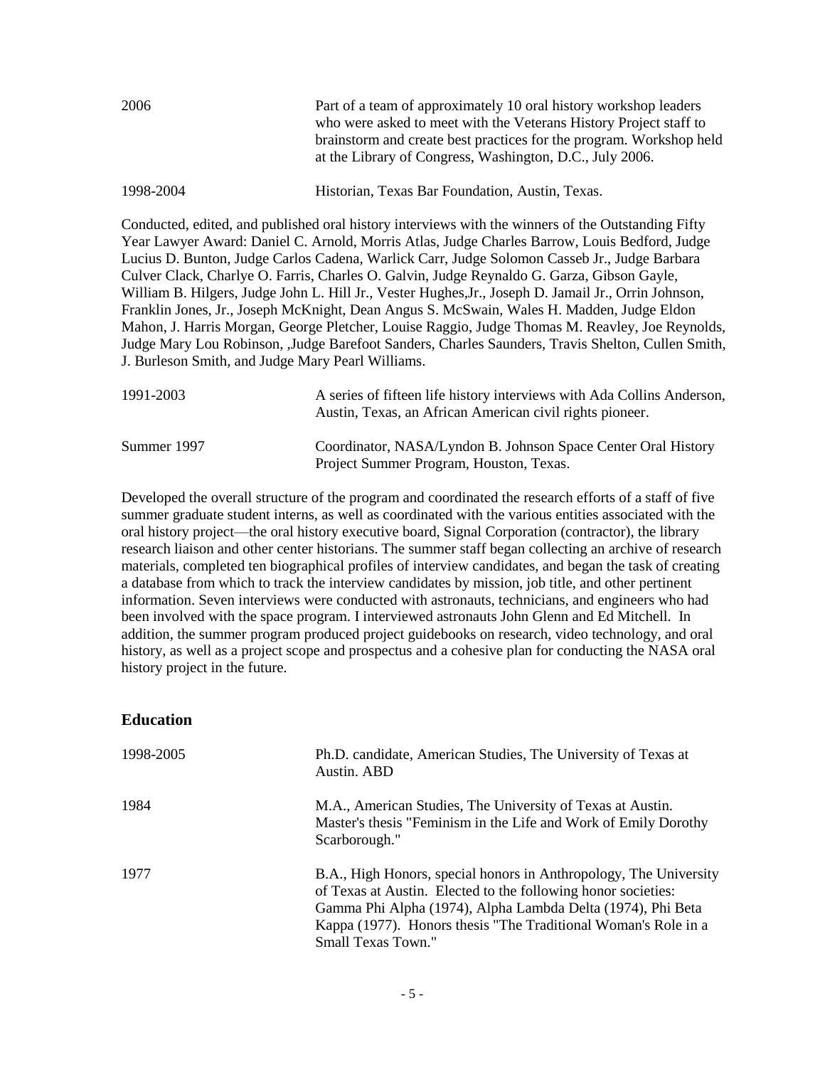2006 — Part of a team of approximately 10 oral history workshop leaders who were asked to meet with the Veterans History Project staff to brainstorm and create best practices for the program. Workshop held at the Library of Congress, Washington, D.C., July 2006.

1998-2004 — Historian, Texas Bar Foundation, Austin, Texas.

Conducted, edited, and published oral history interviews with the winners of the Outstanding Fifty Year Lawyer Award: Daniel C. Arnold, Morris Atlas, Judge Charles Barrow, Louis Bedford, Judge Lucius D. Bunton, Judge Carlos Cadena, Warlick Carr, Judge Solomon Casseb Jr., Judge Barbara Culver Clack, Charlye O. Farris, Charles O. Galvin, Judge Reynaldo G. Garza, Gibson Gayle, William B. Hilgers, Judge John L. Hill Jr., Vester Hughes,Jr., Joseph D. Jamail Jr., Orrin Johnson, Franklin Jones, Jr., Joseph McKnight, Dean Angus S. McSwain, Wales H. Madden, Judge Eldon Mahon, J. Harris Morgan, George Pletcher, Louise Raggio, Judge Thomas M. Reavley, Joe Reynolds, Judge Mary Lou Robinson, ,Judge Barefoot Sanders, Charles Saunders, Travis Shelton, Cullen Smith, J. Burleson Smith, and Judge Mary Pearl Williams.

1991-2003 — A series of fifteen life history interviews with Ada Collins Anderson, Austin, Texas, an African American civil rights pioneer.

Summer 1997 — Coordinator, NASA/Lyndon B. Johnson Space Center Oral History Project Summer Program, Houston, Texas.

Developed the overall structure of the program and coordinated the research efforts of a staff of five summer graduate student interns, as well as coordinated with the various entities associated with the oral history project—the oral history executive board, Signal Corporation (contractor), the library research liaison and other center historians. The summer staff began collecting an archive of research materials, completed ten biographical profiles of interview candidates, and began the task of creating a database from which to track the interview candidates by mission, job title, and other pertinent information. Seven interviews were conducted with astronauts, technicians, and engineers who had been involved with the space program. I interviewed astronauts John Glenn and Ed Mitchell. In addition, the summer program produced project guidebooks on research, video technology, and oral history, as well as a project scope and prospectus and a cohesive plan for conducting the NASA oral history project in the future.

## Education

1998-2005 — Ph.D. candidate, American Studies, The University of Texas at Austin. ABD

1984 — M.A., American Studies, The University of Texas at Austin. Master's thesis "Feminism in the Life and Work of Emily Dorothy Scarborough."

1977 — B.A., High Honors, special honors in Anthropology, The University of Texas at Austin. Elected to the following honor societies: Gamma Phi Alpha (1974), Alpha Lambda Delta (1974), Phi Beta Kappa (1977). Honors thesis "The Traditional Woman's Role in a Small Texas Town."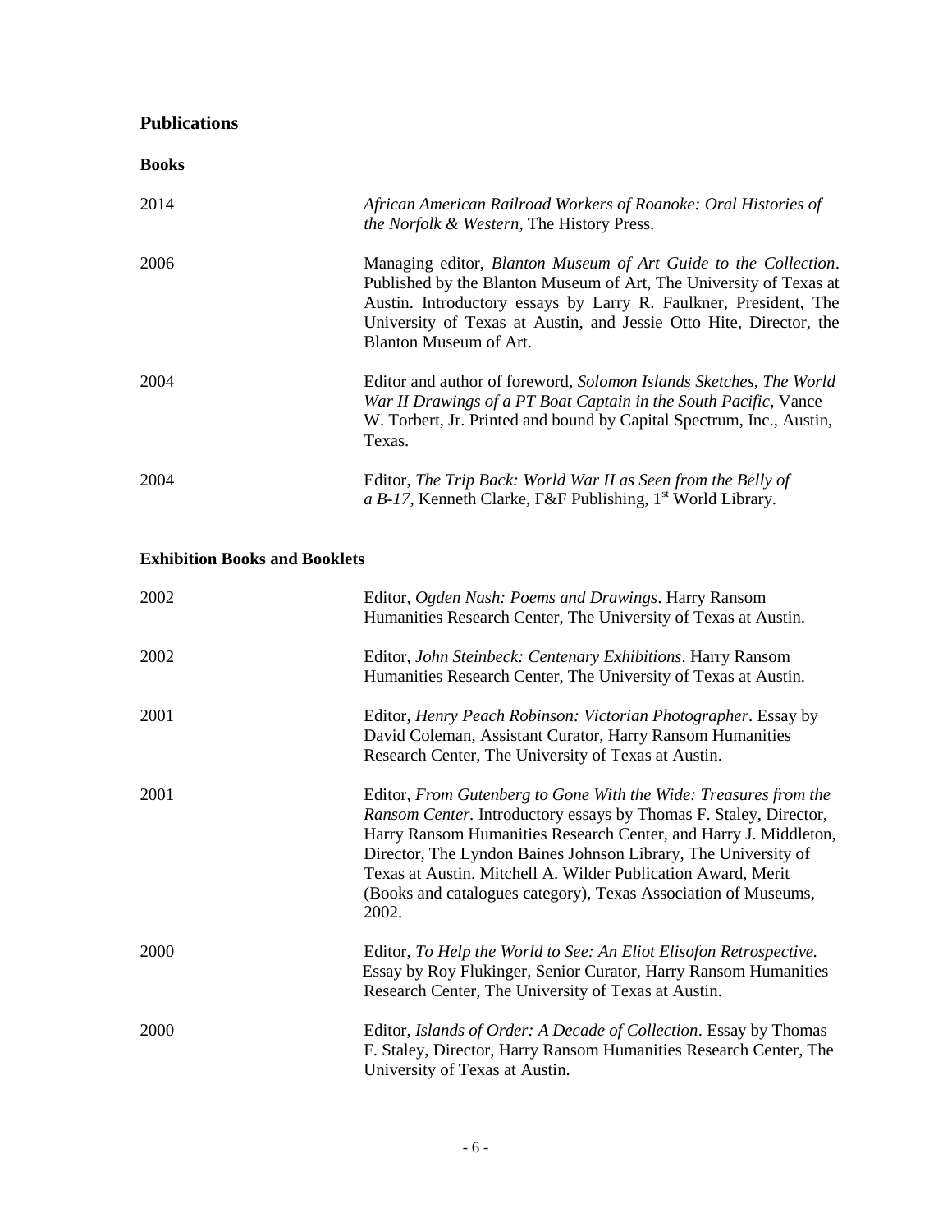## Publications

### Books

2014 *African American Railroad Workers of Roanoke: Oral Histories of the Norfolk & Western*, The History Press.

2006 Managing editor, *Blanton Museum of Art Guide to the Collection*. Published by the Blanton Museum of Art, The University of Texas at Austin. Introductory essays by Larry R. Faulkner, President, The University of Texas at Austin, and Jessie Otto Hite, Director, the Blanton Museum of Art.

2004 Editor and author of foreword, *Solomon Islands Sketches, The World War II Drawings of a PT Boat Captain in the South Pacific*, Vance W. Torbert, Jr. Printed and bound by Capital Spectrum, Inc., Austin, Texas.

2004 Editor, *The Trip Back: World War II as Seen from the Belly of a B-17*, Kenneth Clarke, F&F Publishing, 1st World Library.

### Exhibition Books and Booklets

2002 Editor, *Ogden Nash: Poems and Drawings*. Harry Ransom Humanities Research Center, The University of Texas at Austin.

2002 Editor, *John Steinbeck: Centenary Exhibitions*. Harry Ransom Humanities Research Center, The University of Texas at Austin.

2001 Editor, *Henry Peach Robinson: Victorian Photographer*. Essay by David Coleman, Assistant Curator, Harry Ransom Humanities Research Center, The University of Texas at Austin.

2001 Editor, *From Gutenberg to Gone With the Wide: Treasures from the Ransom Center.* Introductory essays by Thomas F. Staley, Director, Harry Ransom Humanities Research Center, and Harry J. Middleton, Director, The Lyndon Baines Johnson Library, The University of Texas at Austin. Mitchell A. Wilder Publication Award, Merit (Books and catalogues category), Texas Association of Museums, 2002.

2000 Editor, *To Help the World to See: An Eliot Elisofon Retrospective.* Essay by Roy Flukinger, Senior Curator, Harry Ransom Humanities Research Center, The University of Texas at Austin.

2000 Editor, *Islands of Order: A Decade of Collection*. Essay by Thomas F. Staley, Director, Harry Ransom Humanities Research Center, The University of Texas at Austin.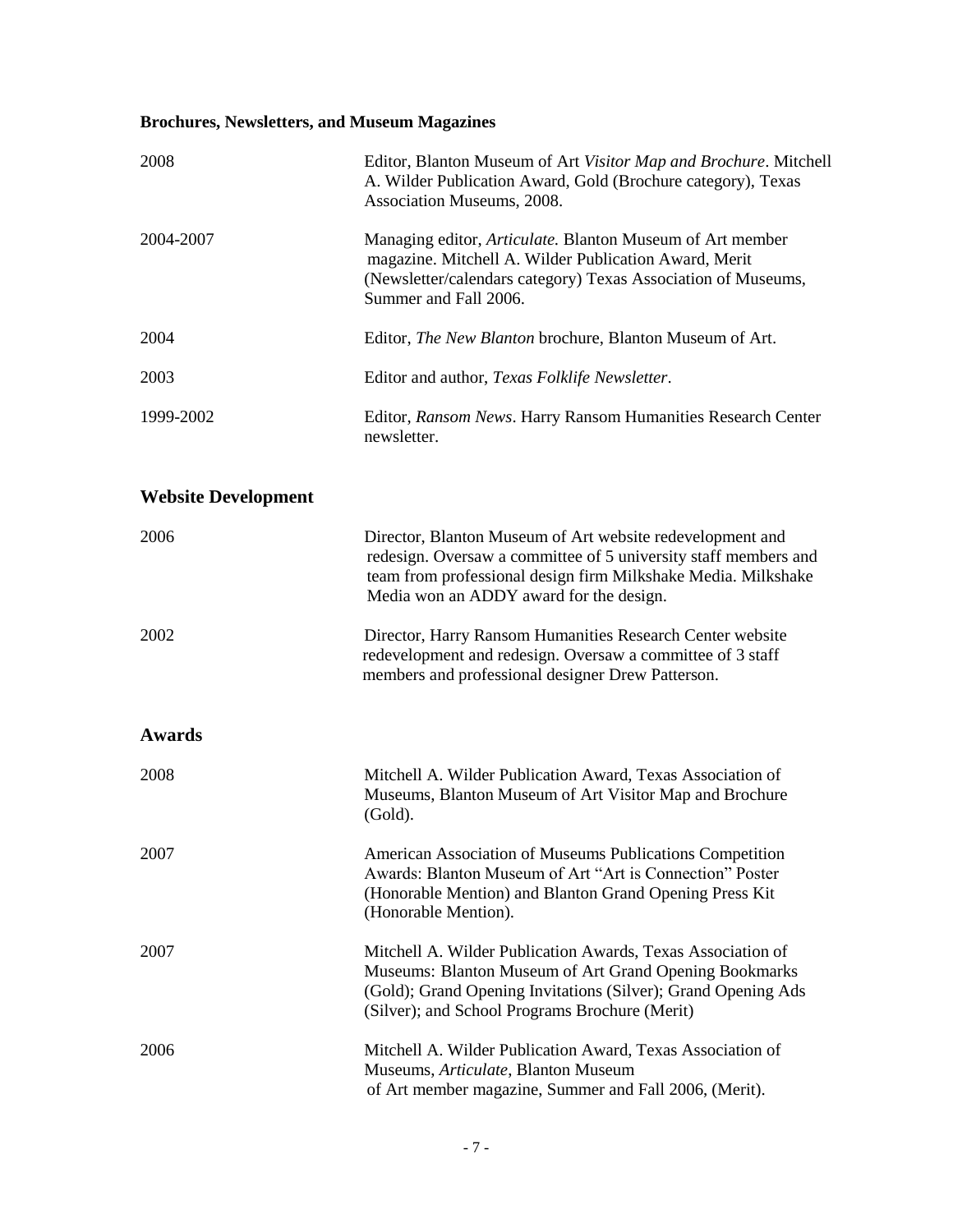**Brochures, Newsletters, and Museum Magazines**

2008 — Editor, Blanton Museum of Art *Visitor Map and Brochure*. Mitchell A. Wilder Publication Award, Gold (Brochure category), Texas Association Museums, 2008.

2004-2007 — Managing editor, *Articulate.* Blanton Museum of Art member magazine. Mitchell A. Wilder Publication Award, Merit (Newsletter/calendars category) Texas Association of Museums, Summer and Fall 2006.

2004 — Editor, *The New Blanton* brochure, Blanton Museum of Art.

2003 — Editor and author, *Texas Folklife Newsletter*.

1999-2002 — Editor, *Ransom News*. Harry Ransom Humanities Research Center newsletter.

## Website Development

2006 — Director, Blanton Museum of Art website redevelopment and redesign. Oversaw a committee of 5 university staff members and team from professional design firm Milkshake Media. Milkshake Media won an ADDY award for the design.

2002 — Director, Harry Ransom Humanities Research Center website redevelopment and redesign. Oversaw a committee of 3 staff members and professional designer Drew Patterson.

## Awards

2008 — Mitchell A. Wilder Publication Award, Texas Association of Museums, Blanton Museum of Art Visitor Map and Brochure (Gold).

2007 — American Association of Museums Publications Competition Awards: Blanton Museum of Art "Art is Connection" Poster (Honorable Mention) and Blanton Grand Opening Press Kit (Honorable Mention).

2007 — Mitchell A. Wilder Publication Awards, Texas Association of Museums: Blanton Museum of Art Grand Opening Bookmarks (Gold); Grand Opening Invitations (Silver); Grand Opening Ads (Silver); and School Programs Brochure (Merit)

2006 — Mitchell A. Wilder Publication Award, Texas Association of Museums, *Articulate*, Blanton Museum of Art member magazine, Summer and Fall 2006, (Merit).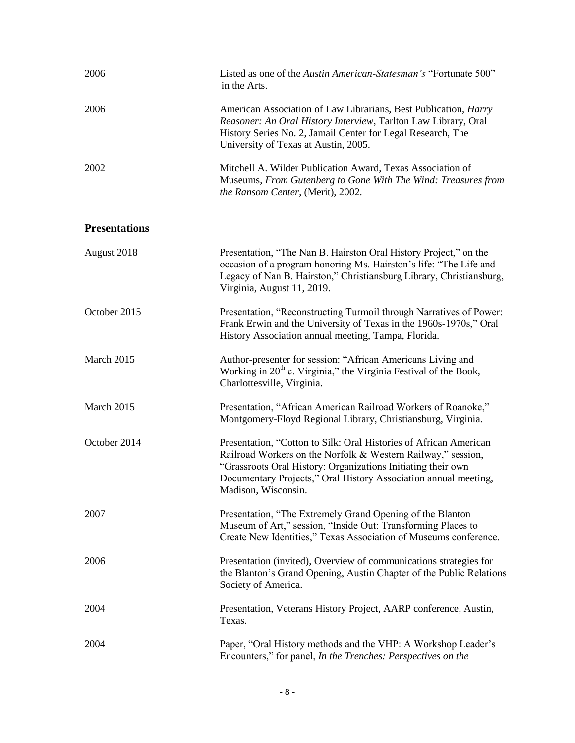2006 — Listed as one of the *Austin American-Statesman's* "Fortunate 500" in the Arts.

2006 — American Association of Law Librarians, Best Publication, *Harry Reasoner: An Oral History Interview*, Tarlton Law Library, Oral History Series No. 2, Jamail Center for Legal Research, The University of Texas at Austin, 2005.

2002 — Mitchell A. Wilder Publication Award, Texas Association of Museums, *From Gutenberg to Gone With The Wind: Treasures from the Ransom Center*, (Merit), 2002.

## Presentations

August 2018 — Presentation, "The Nan B. Hairston Oral History Project," on the occasion of a program honoring Ms. Hairston's life: "The Life and Legacy of Nan B. Hairston," Christiansburg Library, Christiansburg, Virginia, August 11, 2019.

October 2015 — Presentation, "Reconstructing Turmoil through Narratives of Power: Frank Erwin and the University of Texas in the 1960s-1970s," Oral History Association annual meeting, Tampa, Florida.

March 2015 — Author-presenter for session: "African Americans Living and Working in 20th c. Virginia," the Virginia Festival of the Book, Charlottesville, Virginia.

March 2015 — Presentation, "African American Railroad Workers of Roanoke," Montgomery-Floyd Regional Library, Christiansburg, Virginia.

October 2014 — Presentation, "Cotton to Silk: Oral Histories of African American Railroad Workers on the Norfolk & Western Railway," session, "Grassroots Oral History: Organizations Initiating their own Documentary Projects," Oral History Association annual meeting, Madison, Wisconsin.

2007 — Presentation, "The Extremely Grand Opening of the Blanton Museum of Art," session, "Inside Out: Transforming Places to Create New Identities," Texas Association of Museums conference.

2006 — Presentation (invited), Overview of communications strategies for the Blanton's Grand Opening, Austin Chapter of the Public Relations Society of America.

2004 — Presentation, Veterans History Project, AARP conference, Austin, Texas.

2004 — Paper, "Oral History methods and the VHP: A Workshop Leader's Encounters," for panel, *In the Trenches: Perspectives on the*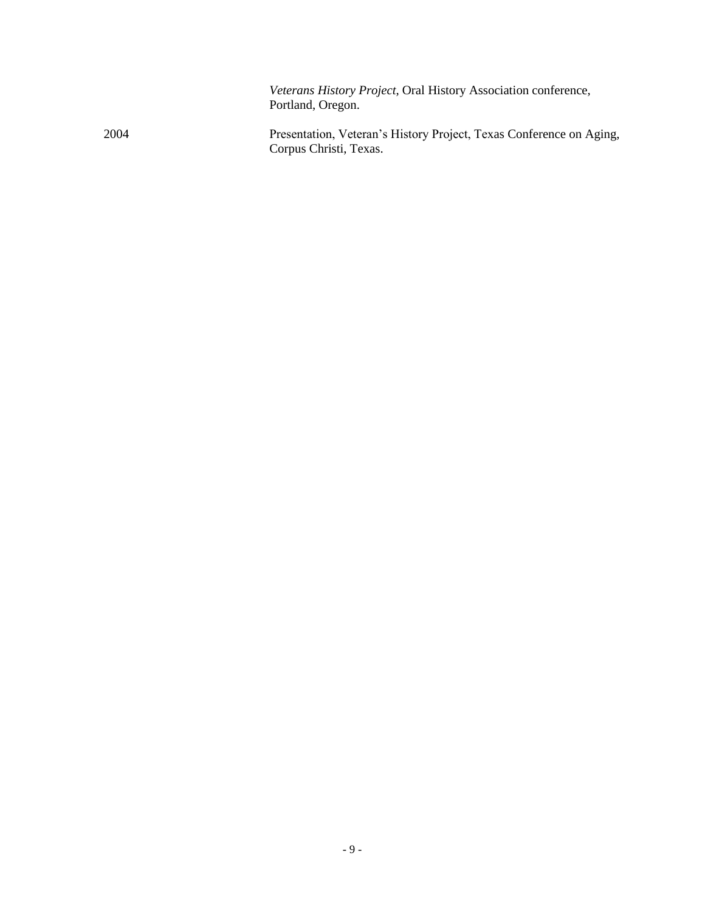| | |
|---|---|
| | *Veterans History Project*, Oral History Association conference, Portland, Oregon. |
| 2004 | Presentation, Veteran's History Project, Texas Conference on Aging, Corpus Christi, Texas. |